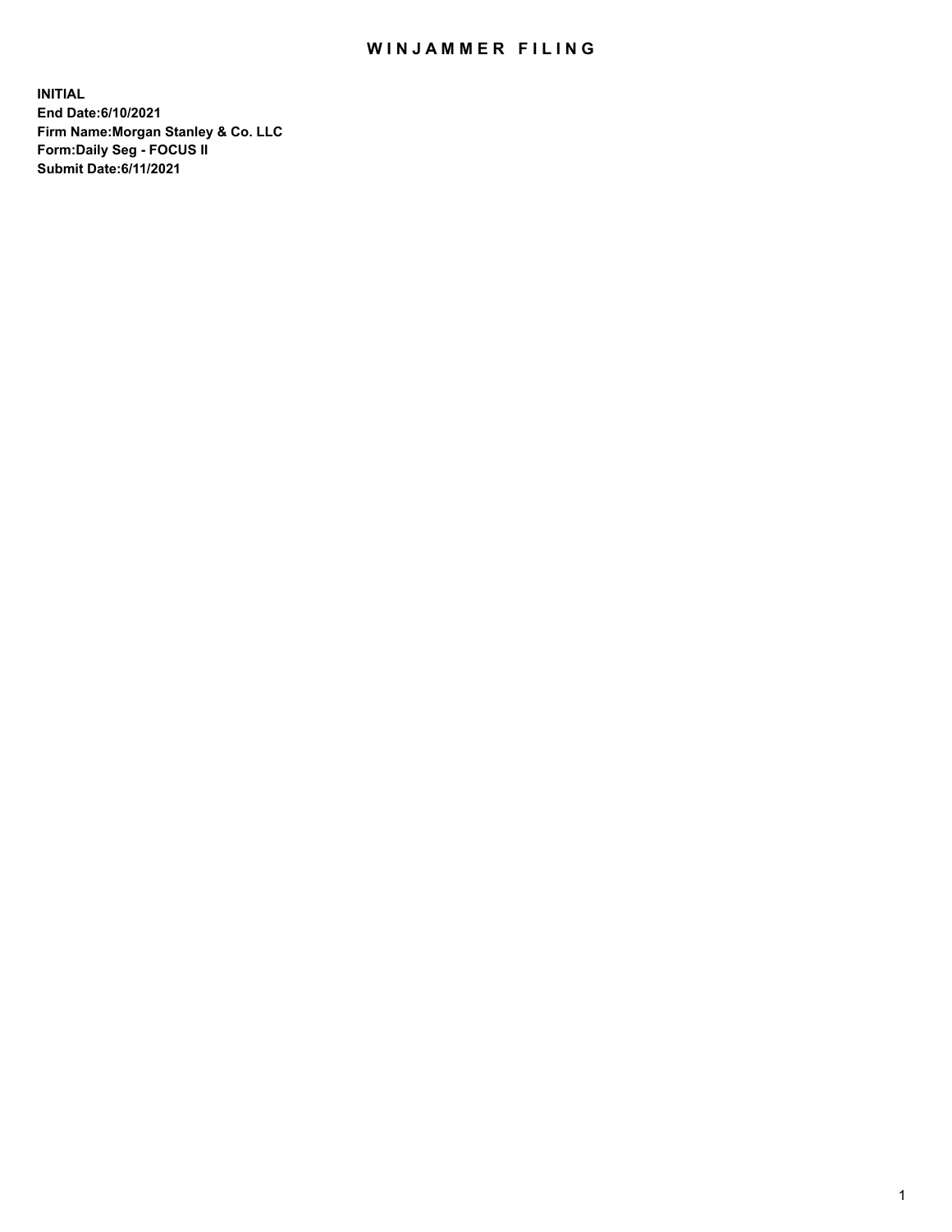# WINJAMMER FILING

**INITIAL**
**End Date:6/10/2021**
**Firm Name:Morgan Stanley & Co. LLC**
**Form:Daily Seg - FOCUS II**
**Submit Date:6/11/2021**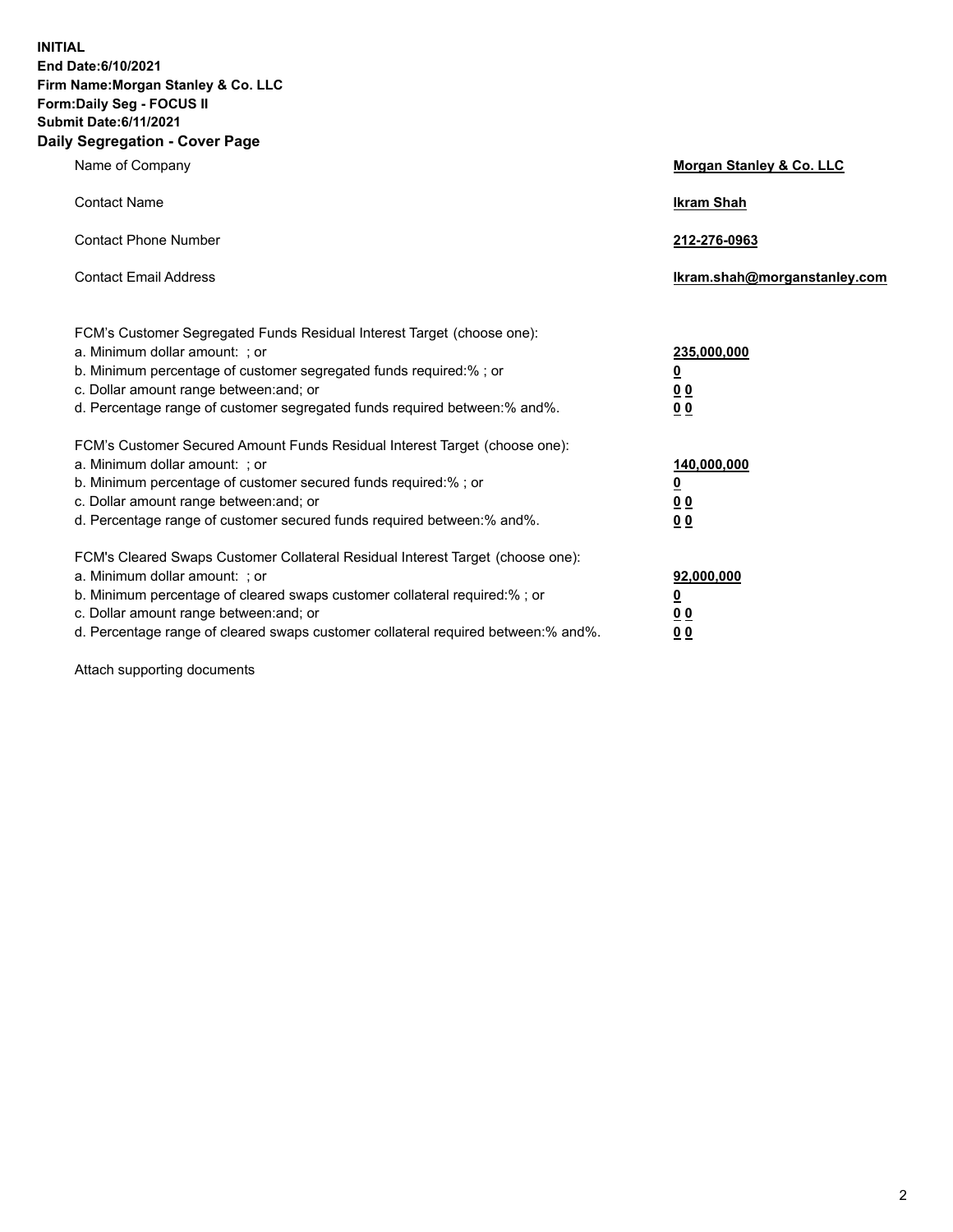**INITIAL**
**End Date:6/10/2021**
**Firm Name:Morgan Stanley & Co. LLC**
**Form:Daily Seg - FOCUS II**
**Submit Date:6/11/2021**

## Daily Segregation - Cover Page

| | |
|---|---|
| Name of Company | **Morgan Stanley & Co. LLC** |
| Contact Name | **Ikram Shah** |
| Contact Phone Number | **212-276-0963** |
| Contact Email Address | **Ikram.shah@morganstanley.com** |

| | |
|---|---|
| FCM's Customer Segregated Funds Residual Interest Target (choose one): | |
| a. Minimum dollar amount: ; or | **235,000,000** |
| b. Minimum percentage of customer segregated funds required:% ; or | **0** |
| c. Dollar amount range between:and; or | **0 0** |
| d. Percentage range of customer segregated funds required between:% and%. | **0 0** |
| FCM's Customer Secured Amount Funds Residual Interest Target (choose one): | |
| a. Minimum dollar amount: ; or | **140,000,000** |
| b. Minimum percentage of customer secured funds required:% ; or | **0** |
| c. Dollar amount range between:and; or | **0 0** |
| d. Percentage range of customer secured funds required between:% and%. | **0 0** |
| FCM's Cleared Swaps Customer Collateral Residual Interest Target (choose one): | |
| a. Minimum dollar amount: ; or | **92,000,000** |
| b. Minimum percentage of cleared swaps customer collateral required:% ; or | **0** |
| c. Dollar amount range between:and; or | **0 0** |
| d. Percentage range of cleared swaps customer collateral required between:% and%. | **0 0** |

Attach supporting documents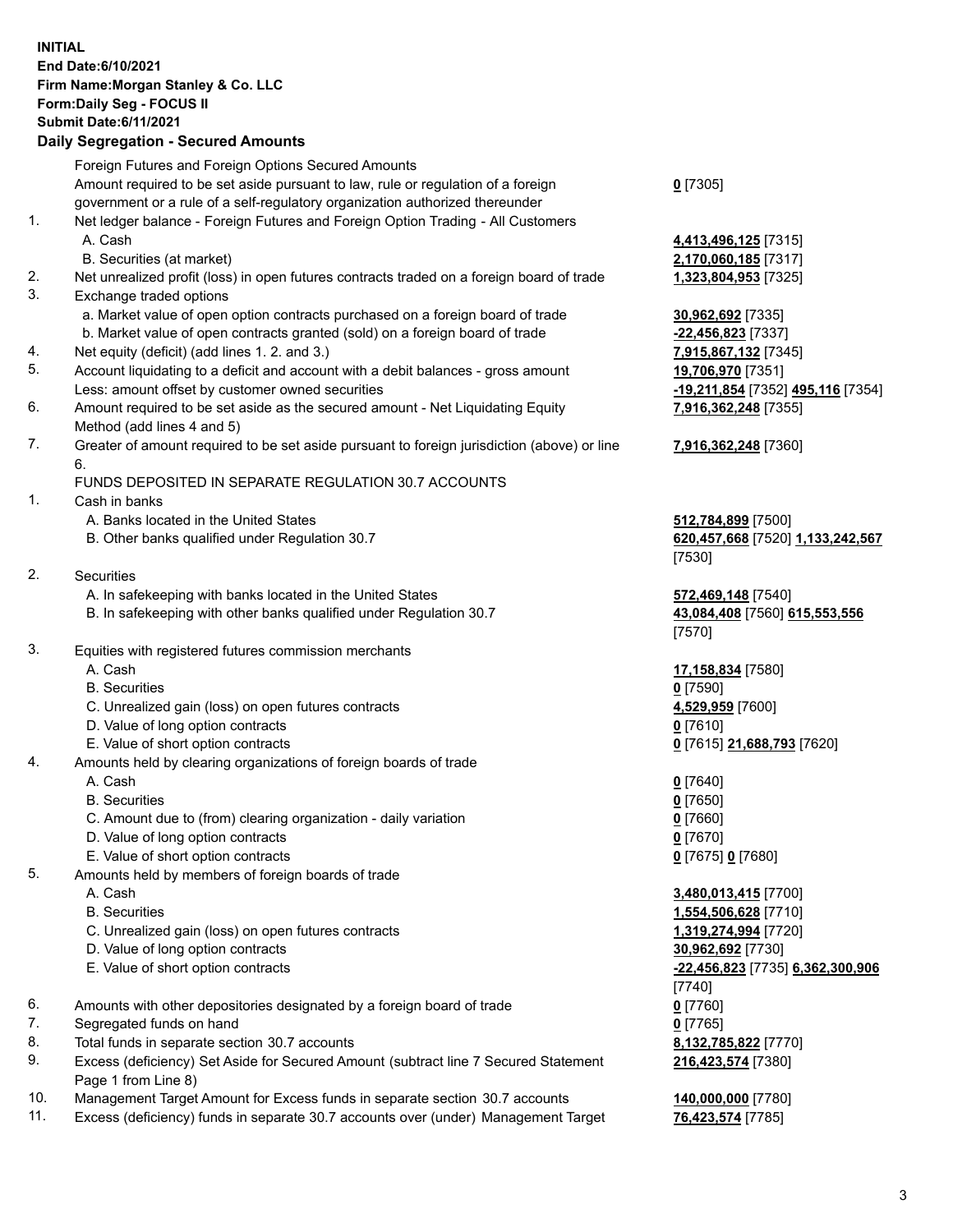**INITIAL**
**End Date:6/10/2021**
**Firm Name:Morgan Stanley & Co. LLC**
**Form:Daily Seg - FOCUS II**
**Submit Date:6/11/2021**

## Daily Segregation - Secured Amounts

| | Item | Amount |
|---|---|---|
| | Foreign Futures and Foreign Options Secured Amounts | |
| | Amount required to be set aside pursuant to law, rule or regulation of a foreign government or a rule of a self-regulatory organization authorized thereunder | **0** [7305] |
| 1. | Net ledger balance - Foreign Futures and Foreign Option Trading - All Customers | |
| | A. Cash | **4,413,496,125** [7315] |
| | B. Securities (at market) | **2,170,060,185** [7317] |
| 2. | Net unrealized profit (loss) in open futures contracts traded on a foreign board of trade | **1,323,804,953** [7325] |
| 3. | Exchange traded options | |
| | a. Market value of open option contracts purchased on a foreign board of trade | **30,962,692** [7335] |
| | b. Market value of open contracts granted (sold) on a foreign board of trade | **-22,456,823** [7337] |
| 4. | Net equity (deficit) (add lines 1. 2. and 3.) | **7,915,867,132** [7345] |
| 5. | Account liquidating to a deficit and account with a debit balances - gross amount | **19,706,970** [7351] |
| | Less: amount offset by customer owned securities | **-19,211,854** [7352] **495,116** [7354] |
| 6. | Amount required to be set aside as the secured amount - Net Liquidating Equity Method (add lines 4 and 5) | **7,916,362,248** [7355] |
| 7. | Greater of amount required to be set aside pursuant to foreign jurisdiction (above) or line 6. | **7,916,362,248** [7360] |
| | FUNDS DEPOSITED IN SEPARATE REGULATION 30.7 ACCOUNTS | |
| 1. | Cash in banks | |
| | A. Banks located in the United States | **512,784,899** [7500] |
| | B. Other banks qualified under Regulation 30.7 | **620,457,668** [7520] **1,133,242,567** [7530] |
| 2. | Securities | |
| | A. In safekeeping with banks located in the United States | **572,469,148** [7540] |
| | B. In safekeeping with other banks qualified under Regulation 30.7 | **43,084,408** [7560] **615,553,556** [7570] |
| 3. | Equities with registered futures commission merchants | |
| | A. Cash | **17,158,834** [7580] |
| | B. Securities | **0** [7590] |
| | C. Unrealized gain (loss) on open futures contracts | **4,529,959** [7600] |
| | D. Value of long option contracts | **0** [7610] |
| | E. Value of short option contracts | **0** [7615] **21,688,793** [7620] |
| 4. | Amounts held by clearing organizations of foreign boards of trade | |
| | A. Cash | **0** [7640] |
| | B. Securities | **0** [7650] |
| | C. Amount due to (from) clearing organization - daily variation | **0** [7660] |
| | D. Value of long option contracts | **0** [7670] |
| | E. Value of short option contracts | **0** [7675] **0** [7680] |
| 5. | Amounts held by members of foreign boards of trade | |
| | A. Cash | **3,480,013,415** [7700] |
| | B. Securities | **1,554,506,628** [7710] |
| | C. Unrealized gain (loss) on open futures contracts | **1,319,274,994** [7720] |
| | D. Value of long option contracts | **30,962,692** [7730] |
| | E. Value of short option contracts | **-22,456,823** [7735] **6,362,300,906** [7740] |
| 6. | Amounts with other depositories designated by a foreign board of trade | **0** [7760] |
| 7. | Segregated funds on hand | **0** [7765] |
| 8. | Total funds in separate section 30.7 accounts | **8,132,785,822** [7770] |
| 9. | Excess (deficiency) Set Aside for Secured Amount (subtract line 7 Secured Statement Page 1 from Line 8) | **216,423,574** [7380] |
| 10. | Management Target Amount for Excess funds in separate section 30.7 accounts | **140,000,000** [7780] |
| 11. | Excess (deficiency) funds in separate 30.7 accounts over (under) Management Target | **76,423,574** [7785] |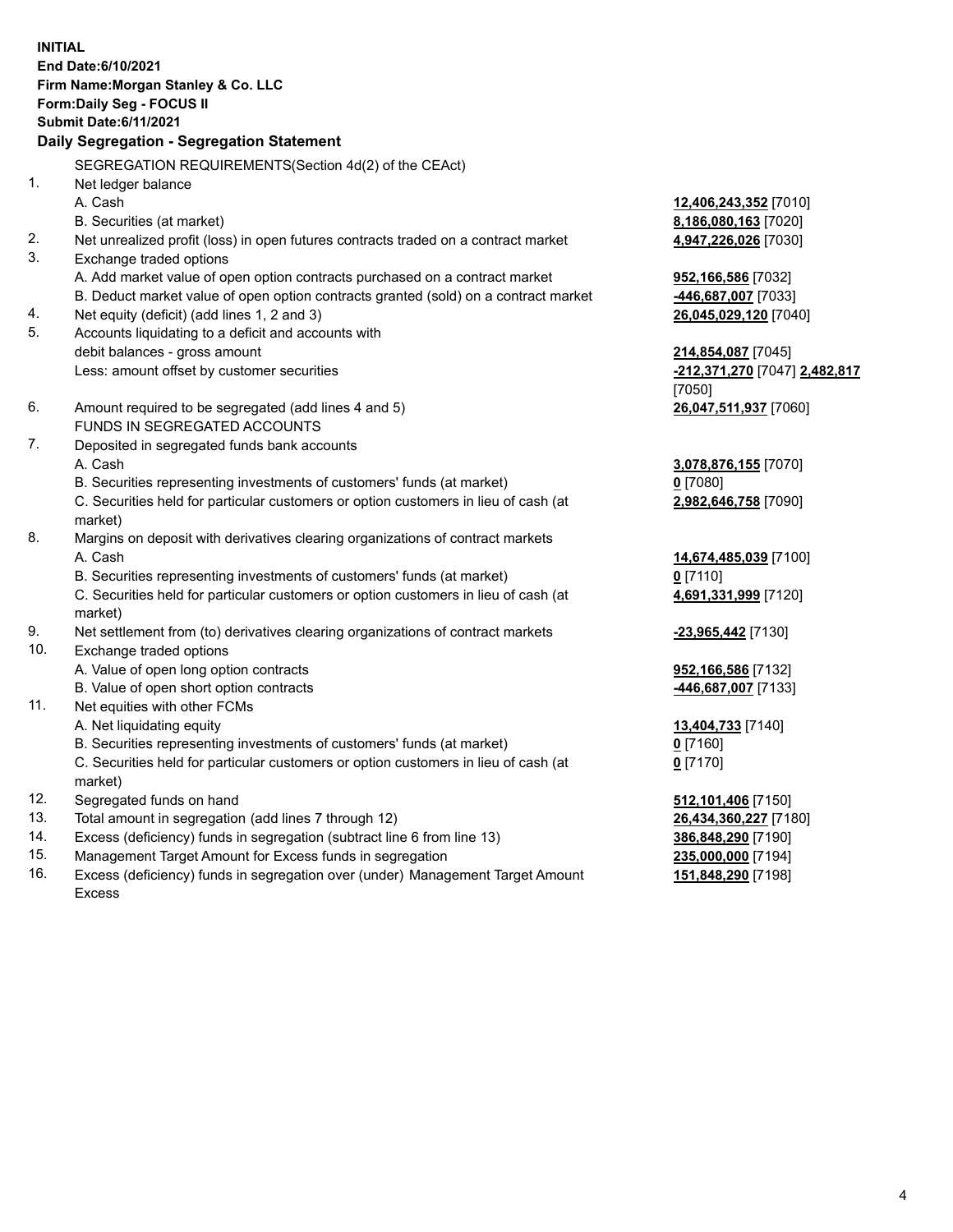**INITIAL**
**End Date:6/10/2021**
**Firm Name:Morgan Stanley & Co. LLC**
**Form:Daily Seg - FOCUS II**
**Submit Date:6/11/2021**

**Daily Segregation - Segregation Statement**

SEGREGATION REQUIREMENTS(Section 4d(2) of the CEAct)

| | | |
|---|---|---|
| 1. | Net ledger balance | |
| | A. Cash | **12,406,243,352** [7010] |
| | B. Securities (at market) | **8,186,080,163** [7020] |
| 2. | Net unrealized profit (loss) in open futures contracts traded on a contract market | **4,947,226,026** [7030] |
| 3. | Exchange traded options | |
| | A. Add market value of open option contracts purchased on a contract market | **952,166,586** [7032] |
| | B. Deduct market value of open option contracts granted (sold) on a contract market | **-446,687,007** [7033] |
| 4. | Net equity (deficit) (add lines 1, 2 and 3) | **26,045,029,120** [7040] |
| 5. | Accounts liquidating to a deficit and accounts with debit balances - gross amount | **214,854,087** [7045] |
| | Less: amount offset by customer securities | **-212,371,270** [7047] **2,482,817** [7050] |
| 6. | Amount required to be segregated (add lines 4 and 5) | **26,047,511,937** [7060] |
| | FUNDS IN SEGREGATED ACCOUNTS | |
| 7. | Deposited in segregated funds bank accounts | |
| | A. Cash | **3,078,876,155** [7070] |
| | B. Securities representing investments of customers' funds (at market) | **0** [7080] |
| | C. Securities held for particular customers or option customers in lieu of cash (at market) | **2,982,646,758** [7090] |
| 8. | Margins on deposit with derivatives clearing organizations of contract markets | |
| | A. Cash | **14,674,485,039** [7100] |
| | B. Securities representing investments of customers' funds (at market) | **0** [7110] |
| | C. Securities held for particular customers or option customers in lieu of cash (at market) | **4,691,331,999** [7120] |
| 9. | Net settlement from (to) derivatives clearing organizations of contract markets | **-23,965,442** [7130] |
| 10. | Exchange traded options | |
| | A. Value of open long option contracts | **952,166,586** [7132] |
| | B. Value of open short option contracts | **-446,687,007** [7133] |
| 11. | Net equities with other FCMs | |
| | A. Net liquidating equity | **13,404,733** [7140] |
| | B. Securities representing investments of customers' funds (at market) | **0** [7160] |
| | C. Securities held for particular customers or option customers in lieu of cash (at market) | **0** [7170] |
| 12. | Segregated funds on hand | **512,101,406** [7150] |
| 13. | Total amount in segregation (add lines 7 through 12) | **26,434,360,227** [7180] |
| 14. | Excess (deficiency) funds in segregation (subtract line 6 from line 13) | **386,848,290** [7190] |
| 15. | Management Target Amount for Excess funds in segregation | **235,000,000** [7194] |
| 16. | Excess (deficiency) funds in segregation over (under) Management Target Amount Excess | **151,848,290** [7198] |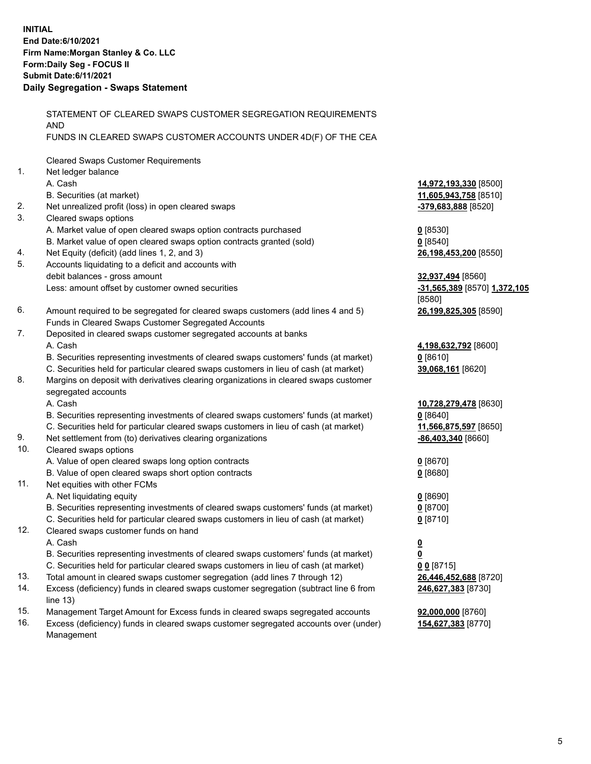**INITIAL**
**End Date:6/10/2021**
**Firm Name:Morgan Stanley & Co. LLC**
**Form:Daily Seg - FOCUS II**
**Submit Date:6/11/2021**
**Daily Segregation - Swaps Statement**

STATEMENT OF CLEARED SWAPS CUSTOMER SEGREGATION REQUIREMENTS AND FUNDS IN CLEARED SWAPS CUSTOMER ACCOUNTS UNDER 4D(F) OF THE CEA

| | | |
|---|---|---|
| | Cleared Swaps Customer Requirements | |
| 1. | Net ledger balance | |
| | A. Cash | **14,972,193,330** [8500] |
| | B. Securities (at market) | **11,605,943,758** [8510] |
| 2. | Net unrealized profit (loss) in open cleared swaps | **-379,683,888** [8520] |
| 3. | Cleared swaps options | |
| | A. Market value of open cleared swaps option contracts purchased | **0** [8530] |
| | B. Market value of open cleared swaps option contracts granted (sold) | **0** [8540] |
| 4. | Net Equity (deficit) (add lines 1, 2, and 3) | **26,198,453,200** [8550] |
| 5. | Accounts liquidating to a deficit and accounts with debit balances - gross amount | **32,937,494** [8560] |
| | Less: amount offset by customer owned securities | **-31,565,389** [8570] **1,372,105** [8580] |
| 6. | Amount required to be segregated for cleared swaps customers (add lines 4 and 5) | **26,199,825,305** [8590] |
| | Funds in Cleared Swaps Customer Segregated Accounts | |
| 7. | Deposited in cleared swaps customer segregated accounts at banks | |
| | A. Cash | **4,198,632,792** [8600] |
| | B. Securities representing investments of cleared swaps customers' funds (at market) | **0** [8610] |
| | C. Securities held for particular cleared swaps customers in lieu of cash (at market) | **39,068,161** [8620] |
| 8. | Margins on deposit with derivatives clearing organizations in cleared swaps customer segregated accounts | |
| | A. Cash | **10,728,279,478** [8630] |
| | B. Securities representing investments of cleared swaps customers' funds (at market) | **0** [8640] |
| | C. Securities held for particular cleared swaps customers in lieu of cash (at market) | **11,566,875,597** [8650] |
| 9. | Net settlement from (to) derivatives clearing organizations | **-86,403,340** [8660] |
| 10. | Cleared swaps options | |
| | A. Value of open cleared swaps long option contracts | **0** [8670] |
| | B. Value of open cleared swaps short option contracts | **0** [8680] |
| 11. | Net equities with other FCMs | |
| | A. Net liquidating equity | **0** [8690] |
| | B. Securities representing investments of cleared swaps customers' funds (at market) | **0** [8700] |
| | C. Securities held for particular cleared swaps customers in lieu of cash (at market) | **0** [8710] |
| 12. | Cleared swaps customer funds on hand | |
| | A. Cash | **0** |
| | B. Securities representing investments of cleared swaps customers' funds (at market) | **0** |
| | C. Securities held for particular cleared swaps customers in lieu of cash (at market) | **0** **0** [8715] |
| 13. | Total amount in cleared swaps customer segregation (add lines 7 through 12) | **26,446,452,688** [8720] |
| 14. | Excess (deficiency) funds in cleared swaps customer segregation (subtract line 6 from line 13) | **246,627,383** [8730] |
| 15. | Management Target Amount for Excess funds in cleared swaps segregated accounts | **92,000,000** [8760] |
| 16. | Excess (deficiency) funds in cleared swaps customer segregated accounts over (under) Management | **154,627,383** [8770] |